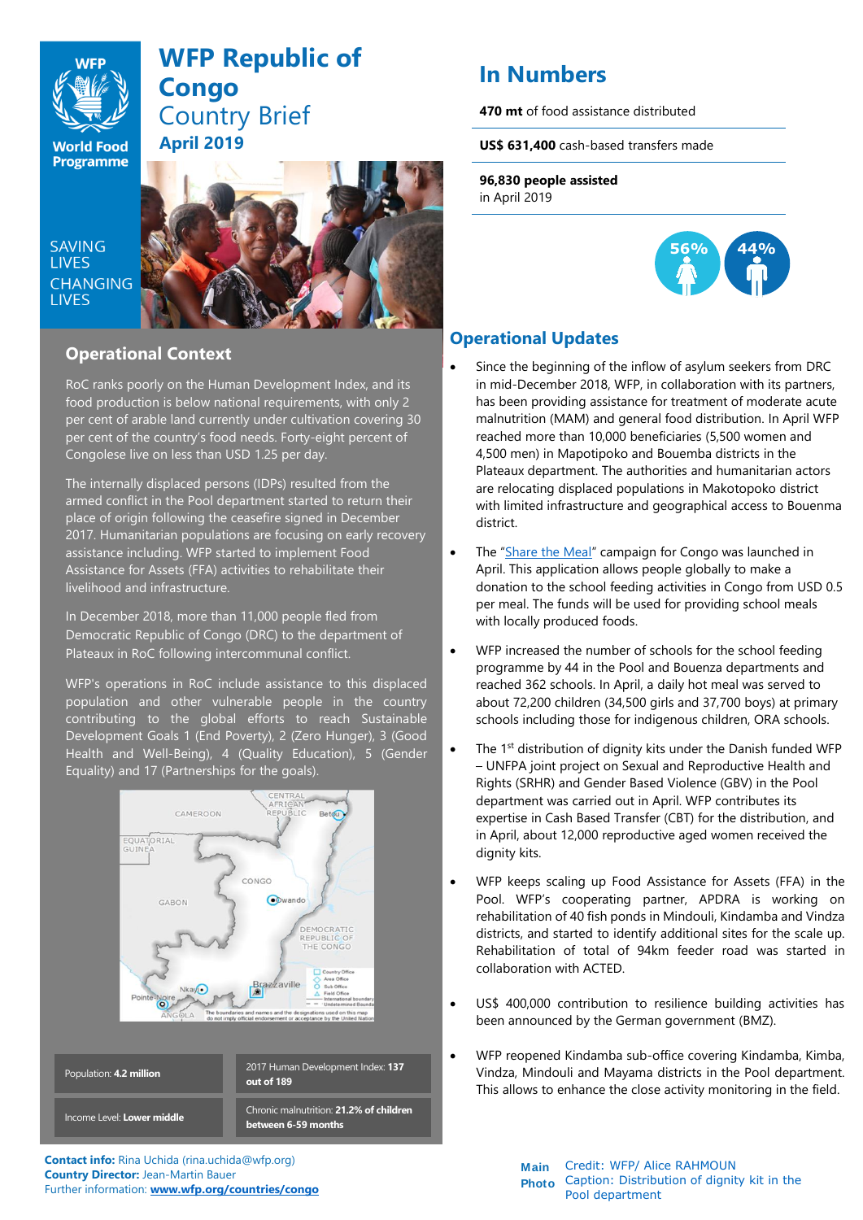# WFP Republic of Congo Country Brief

## April 2019

SAVING LIVES CHANGING LIVES

## In Numbers

**470 mt** of food assistance distributed

**US$ 631,400** cash-based transfers made

**96,830 people assisted** in April 2019

56% 44%

## Operational Context

RoC ranks poorly on the Human Development Index, and its food production is below national requirements, with only 2 per cent of arable land currently under cultivation covering 30 per cent of the country's food needs. Forty-eight percent of Congolese live on less than USD 1.25 per day.

The internally displaced persons (IDPs) resulted from the armed conflict in the Pool department started to return their place of origin following the ceasefire signed in December 2017. Humanitarian populations are focusing on early recovery assistance including. WFP started to implement Food Assistance for Assets (FFA) activities to rehabilitate their livelihood and infrastructure.

In December 2018, more than 11,000 people fled from Democratic Republic of Congo (DRC) to the department of Plateaux in RoC following intercommunal conflict.

WFP's operations in RoC include assistance to this displaced population and other vulnerable people in the country contributing to the global efforts to reach Sustainable Development Goals 1 (End Poverty), 2 (Zero Hunger), 3 (Good Health and Well-Being), 4 (Quality Education), 5 (Gender Equality) and 17 (Partnerships for the goals).

| | |
|---|---|
| Population: **4.2 million** | 2017 Human Development Index: **137 out of 189** |
| Income Level: **Lower middle** | Chronic malnutrition: **21.2% of children between 6-59 months** |

**Contact info:** Rina Uchida (rina.uchida@wfp.org)
**Country Director:** Jean-Martin Bauer
Further information: **www.wfp.org/countries/congo**

## Operational Updates

- Since the beginning of the inflow of asylum seekers from DRC in mid-December 2018, WFP, in collaboration with its partners, has been providing assistance for treatment of moderate acute malnutrition (MAM) and general food distribution. In April WFP reached more than 10,000 beneficiaries (5,500 women and 4,500 men) in Mapotipoko and Bouemba districts in the Plateaux department. The authorities and humanitarian actors are relocating displaced populations in Makotopoko district with limited infrastructure and geographical access to Bouenma district.
- The "Share the Meal" campaign for Congo was launched in April. This application allows people globally to make a donation to the school feeding activities in Congo from USD 0.5 per meal. The funds will be used for providing school meals with locally produced foods.
- WFP increased the number of schools for the school feeding programme by 44 in the Pool and Bouenza departments and reached 362 schools. In April, a daily hot meal was served to about 72,200 children (34,500 girls and 37,700 boys) at primary schools including those for indigenous children, ORA schools.
- The 1st distribution of dignity kits under the Danish funded WFP – UNFPA joint project on Sexual and Reproductive Health and Rights (SRHR) and Gender Based Violence (GBV) in the Pool department was carried out in April. WFP contributes its expertise in Cash Based Transfer (CBT) for the distribution, and in April, about 12,000 reproductive aged women received the dignity kits.
- WFP keeps scaling up Food Assistance for Assets (FFA) in the Pool. WFP's cooperating partner, APDRA is working on rehabilitation of 40 fish ponds in Mindouli, Kindamba and Vindza districts, and started to identify additional sites for the scale up. Rehabilitation of total of 94km feeder road was started in collaboration with ACTED.
- US$ 400,000 contribution to resilience building activities has been announced by the German government (BMZ).
- WFP reopened Kindamba sub-office covering Kindamba, Kimba, Vindza, Mindouli and Mayama districts in the Pool department. This allows to enhance the close activity monitoring in the field.

**Main Photo** Credit: WFP/ Alice RAHMOUN
Caption: Distribution of dignity kit in the Pool department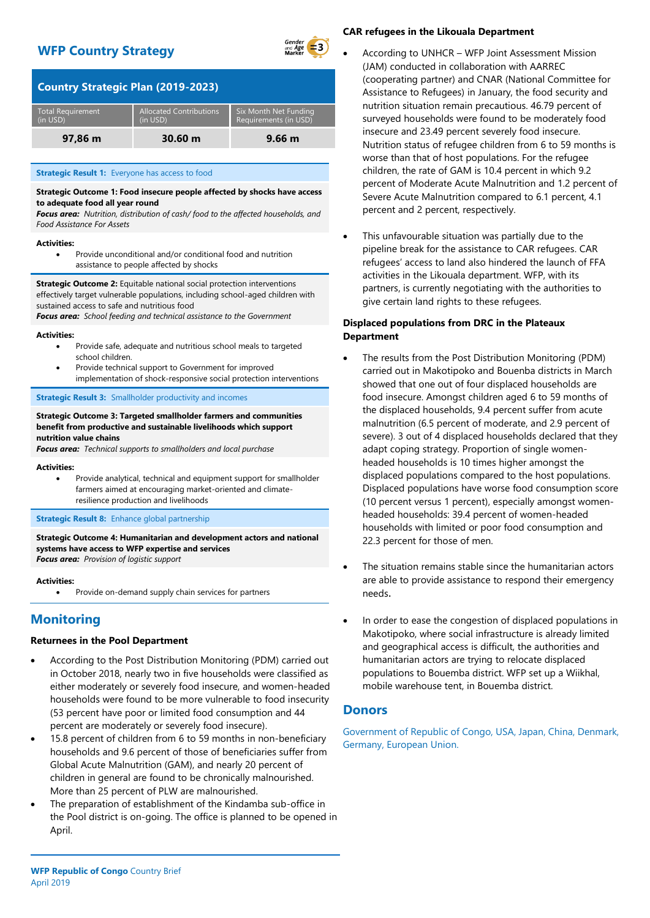## WFP Country Strategy

Gender and Age Marker =3

### Country Strategic Plan (2019-2023)

| Total Requirement (in USD) | Allocated Contributions (in USD) | Six Month Net Funding Requirements (in USD) |
|---|---|---|
| 97,86 m | 30.60 m | 9.66 m |

**Strategic Result 1:** Everyone has access to food

**Strategic Outcome 1: Food insecure people affected by shocks have access to adequate food all year round**
***Focus area:*** *Nutrition, distribution of cash/ food to the affected households, and Food Assistance For Assets*

**Activities:**

- Provide unconditional and/or conditional food and nutrition assistance to people affected by shocks

**Strategic Outcome 2:** Equitable national social protection interventions effectively target vulnerable populations, including school-aged children with sustained access to safe and nutritious food
***Focus area:*** *School feeding and technical assistance to the Government*

**Activities:**

- Provide safe, adequate and nutritious school meals to targeted school children.
- Provide technical support to Government for improved implementation of shock-responsive social protection interventions

**Strategic Result 3:** Smallholder productivity and incomes

**Strategic Outcome 3: Targeted smallholder farmers and communities benefit from productive and sustainable livelihoods which support nutrition value chains**
***Focus area:*** *Technical supports to smallholders and local purchase*

**Activities:**

- Provide analytical, technical and equipment support for smallholder farmers aimed at encouraging market-oriented and climate-resilience production and livelihoods

**Strategic Result 8:** Enhance global partnership

**Strategic Outcome 4: Humanitarian and development actors and national systems have access to WFP expertise and services**
***Focus area:*** *Provision of logistic support*

**Activities:**

- Provide on-demand supply chain services for partners

## Monitoring

### Returnees in the Pool Department

- According to the Post Distribution Monitoring (PDM) carried out in October 2018, nearly two in five households were classified as either moderately or severely food insecure, and women-headed households were found to be more vulnerable to food insecurity (53 percent have poor or limited food consumption and 44 percent are moderately or severely food insecure).
- 15.8 percent of children from 6 to 59 months in non-beneficiary households and 9.6 percent of those of beneficiaries suffer from Global Acute Malnutrition (GAM), and nearly 20 percent of children in general are found to be chronically malnourished. More than 25 percent of PLW are malnourished.
- The preparation of establishment of the Kindamba sub-office in the Pool district is on-going. The office is planned to be opened in April.

### CAR refugees in the Likouala Department

- According to UNHCR – WFP Joint Assessment Mission (JAM) conducted in collaboration with AARREC (cooperating partner) and CNAR (National Committee for Assistance to Refugees) in January, the food security and nutrition situation remain precautious. 46.79 percent of surveyed households were found to be moderately food insecure and 23.49 percent severely food insecure. Nutrition status of refugee children from 6 to 59 months is worse than that of host populations. For the refugee children, the rate of GAM is 10.4 percent in which 9.2 percent of Moderate Acute Malnutrition and 1.2 percent of Severe Acute Malnutrition compared to 6.1 percent, 4.1 percent and 2 percent, respectively.

- This unfavourable situation was partially due to the pipeline break for the assistance to CAR refugees. CAR refugees' access to land also hindered the launch of FFA activities in the Likouala department. WFP, with its partners, is currently negotiating with the authorities to give certain land rights to these refugees.

### Displaced populations from DRC in the Plateaux Department

- The results from the Post Distribution Monitoring (PDM) carried out in Makotipoko and Bouenba districts in March showed that one out of four displaced households are food insecure. Amongst children aged 6 to 59 months of the displaced households, 9.4 percent suffer from acute malnutrition (6.5 percent of moderate, and 2.9 percent of severe). 3 out of 4 displaced households declared that they adapt coping strategy. Proportion of single women-headed households is 10 times higher amongst the displaced populations compared to the host populations. Displaced populations have worse food consumption score (10 percent versus 1 percent), especially amongst women-headed households: 39.4 percent of women-headed households with limited or poor food consumption and 22.3 percent for those of men.

- The situation remains stable since the humanitarian actors are able to provide assistance to respond their emergency needs.

- In order to ease the congestion of displaced populations in Makotipoko, where social infrastructure is already limited and geographical access is difficult, the authorities and humanitarian actors are trying to relocate displaced populations to Bouemba district. WFP set up a Wiikhal, mobile warehouse tent, in Bouemba district.

## Donors

Government of Republic of Congo, USA, Japan, China, Denmark, Germany, European Union.